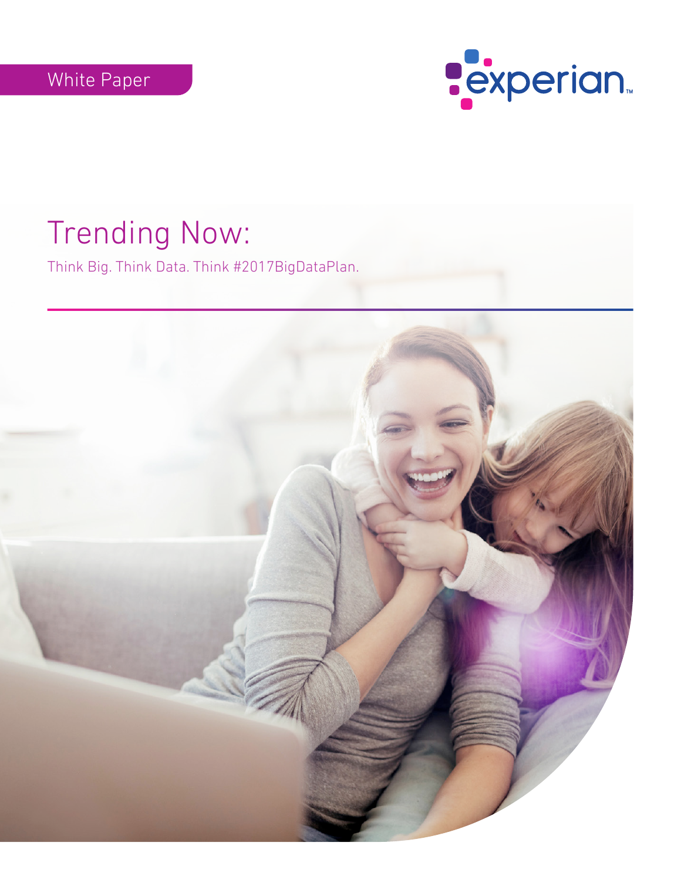White Paper

experian

# Trending Now:

Think Big. Think Data. Think #2017BigDataPlan.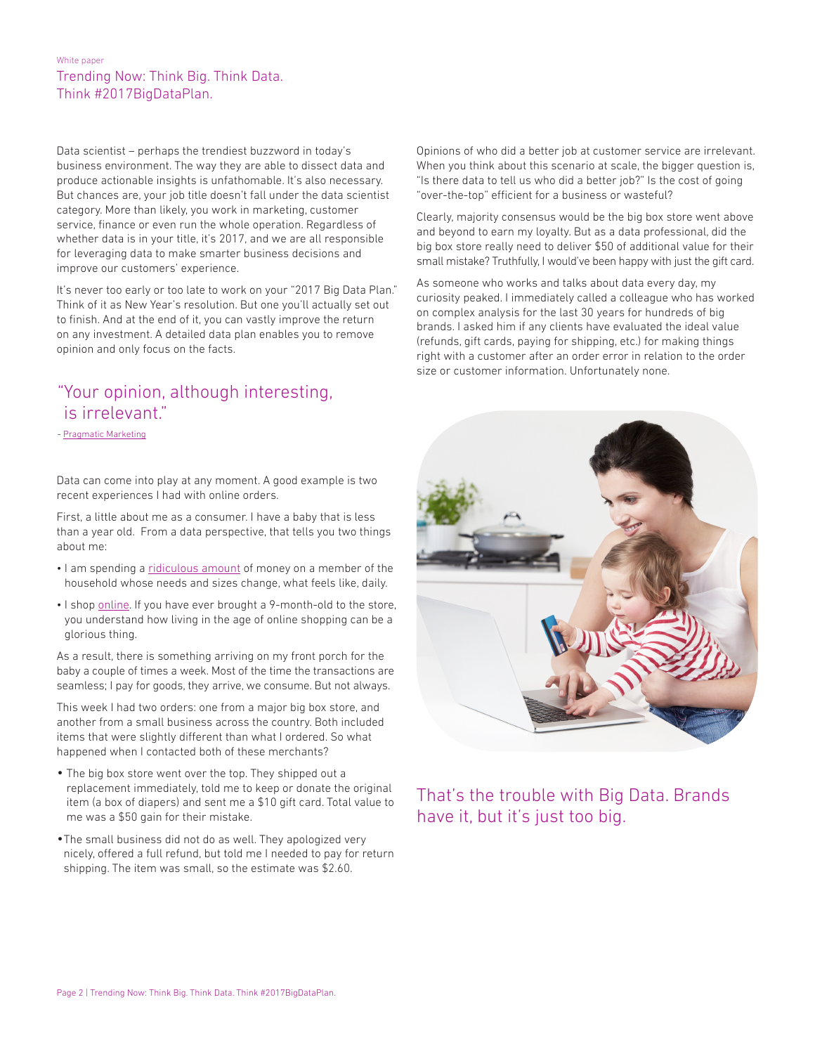White paper

Trending Now: Think Big. Think Data. Think #2017BigDataPlan.

Data scientist – perhaps the trendiest buzzword in today's business environment. The way they are able to dissect data and produce actionable insights is unfathomable. It's also necessary. But chances are, your job title doesn't fall under the data scientist category. More than likely, you work in marketing, customer service, finance or even run the whole operation. Regardless of whether data is in your title, it's 2017, and we are all responsible for leveraging data to make smarter business decisions and improve our customers' experience.

It's never too early or too late to work on your "2017 Big Data Plan." Think of it as New Year's resolution. But one you'll actually set out to finish. And at the end of it, you can vastly improve the return on any investment. A detailed data plan enables you to remove opinion and only focus on the facts.

> "Your opinion, although interesting, is irrelevant."
>
> \- Pragmatic Marketing

Data can come into play at any moment. A good example is two recent experiences I had with online orders.

First, a little about me as a consumer. I have a baby that is less than a year old. From a data perspective, that tells you two things about me:

- I am spending a ridiculous amount of money on a member of the household whose needs and sizes change, what feels like, daily.
- I shop online. If you have ever brought a 9-month-old to the store, you understand how living in the age of online shopping can be a glorious thing.

As a result, there is something arriving on my front porch for the baby a couple of times a week. Most of the time the transactions are seamless; I pay for goods, they arrive, we consume. But not always.

This week I had two orders: one from a major big box store, and another from a small business across the country. Both included items that were slightly different than what I ordered. So what happened when I contacted both of these merchants?

- The big box store went over the top. They shipped out a replacement immediately, told me to keep or donate the original item (a box of diapers) and sent me a $10 gift card. Total value to me was a $50 gain for their mistake.
- The small business did not do as well. They apologized very nicely, offered a full refund, but told me I needed to pay for return shipping. The item was small, so the estimate was $2.60.

Opinions of who did a better job at customer service are irrelevant. When you think about this scenario at scale, the bigger question is, "Is there data to tell us who did a better job?" Is the cost of going "over-the-top" efficient for a business or wasteful?

Clearly, majority consensus would be the big box store went above and beyond to earn my loyalty. But as a data professional, did the big box store really need to deliver $50 of additional value for their small mistake? Truthfully, I would've been happy with just the gift card.

As someone who works and talks about data every day, my curiosity peaked. I immediately called a colleague who has worked on complex analysis for the last 30 years for hundreds of big brands. I asked him if any clients have evaluated the ideal value (refunds, gift cards, paying for shipping, etc.) for making things right with a customer after an order error in relation to the order size or customer information. Unfortunately none.

That's the trouble with Big Data. Brands have it, but it's just too big.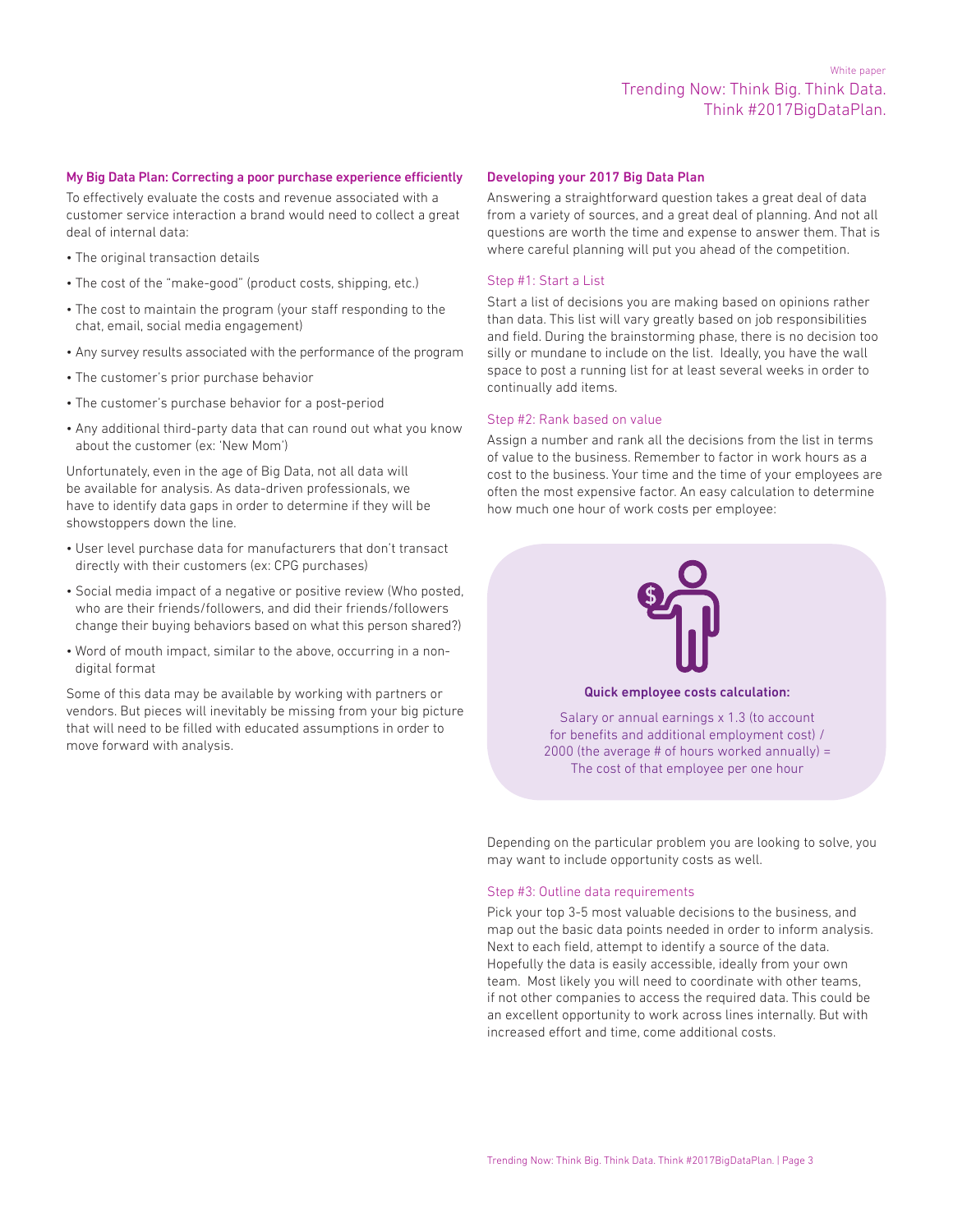### My Big Data Plan: Correcting a poor purchase experience efficiently

To effectively evaluate the costs and revenue associated with a customer service interaction a brand would need to collect a great deal of internal data:

- The original transaction details
- The cost of the "make-good" (product costs, shipping, etc.)
- The cost to maintain the program (your staff responding to the chat, email, social media engagement)
- Any survey results associated with the performance of the program
- The customer's prior purchase behavior
- The customer's purchase behavior for a post-period
- Any additional third-party data that can round out what you know about the customer (ex: 'New Mom')

Unfortunately, even in the age of Big Data, not all data will be available for analysis. As data-driven professionals, we have to identify data gaps in order to determine if they will be showstoppers down the line.

- User level purchase data for manufacturers that don't transact directly with their customers (ex: CPG purchases)
- Social media impact of a negative or positive review (Who posted, who are their friends/followers, and did their friends/followers change their buying behaviors based on what this person shared?)
- Word of mouth impact, similar to the above, occurring in a non-digital format

Some of this data may be available by working with partners or vendors. But pieces will inevitably be missing from your big picture that will need to be filled with educated assumptions in order to move forward with analysis.

### Developing your 2017 Big Data Plan

Answering a straightforward question takes a great deal of data from a variety of sources, and a great deal of planning. And not all questions are worth the time and expense to answer them. That is where careful planning will put you ahead of the competition.

#### Step #1: Start a List

Start a list of decisions you are making based on opinions rather than data. This list will vary greatly based on job responsibilities and field. During the brainstorming phase, there is no decision too silly or mundane to include on the list. Ideally, you have the wall space to post a running list for at least several weeks in order to continually add items.

#### Step #2: Rank based on value

Assign a number and rank all the decisions from the list in terms of value to the business. Remember to factor in work hours as a cost to the business. Your time and the time of your employees are often the most expensive factor. An easy calculation to determine how much one hour of work costs per employee:

**Quick employee costs calculation:**

Salary or annual earnings x 1.3 (to account for benefits and additional employment cost) / 2000 (the average # of hours worked annually) = The cost of that employee per one hour

Depending on the particular problem you are looking to solve, you may want to include opportunity costs as well.

#### Step #3: Outline data requirements

Pick your top 3-5 most valuable decisions to the business, and map out the basic data points needed in order to inform analysis. Next to each field, attempt to identify a source of the data. Hopefully the data is easily accessible, ideally from your own team. Most likely you will need to coordinate with other teams, if not other companies to access the required data. This could be an excellent opportunity to work across lines internally. But with increased effort and time, come additional costs.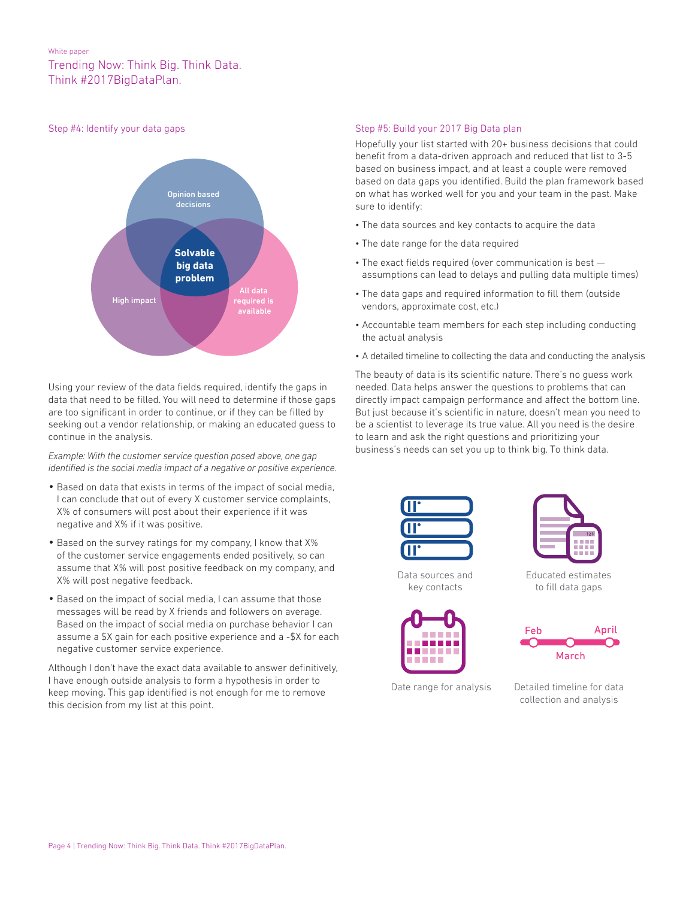## Step #4: Identify your data gaps

Opinion based decisions

High impact

All data required is available

**Solvable big data problem**

Using your review of the data fields required, identify the gaps in data that need to be filled. You will need to determine if those gaps are too significant in order to continue, or if they can be filled by seeking out a vendor relationship, or making an educated guess to continue in the analysis.

*Example: With the customer service question posed above, one gap identified is the social media impact of a negative or positive experience.*

- Based on data that exists in terms of the impact of social media, I can conclude that out of every X customer service complaints, X% of consumers will post about their experience if it was negative and X% if it was positive.
- Based on the survey ratings for my company, I know that X% of the customer service engagements ended positively, so can assume that X% will post positive feedback on my company, and X% will post negative feedback.
- Based on the impact of social media, I can assume that those messages will be read by X friends and followers on average. Based on the impact of social media on purchase behavior I can assume a $X gain for each positive experience and a -$X for each negative customer service experience.

Although I don't have the exact data available to answer definitively, I have enough outside analysis to form a hypothesis in order to keep moving. This gap identified is not enough for me to remove this decision from my list at this point.

## Step #5: Build your 2017 Big Data plan

Hopefully your list started with 20+ business decisions that could benefit from a data-driven approach and reduced that list to 3-5 based on business impact, and at least a couple were removed based on data gaps you identified. Build the plan framework based on what has worked well for you and your team in the past. Make sure to identify:

- The data sources and key contacts to acquire the data
- The date range for the data required
- The exact fields required (over communication is best — assumptions can lead to delays and pulling data multiple times)
- The data gaps and required information to fill them (outside vendors, approximate cost, etc.)
- Accountable team members for each step including conducting the actual analysis
- A detailed timeline to collecting the data and conducting the analysis

The beauty of data is its scientific nature. There's no guess work needed. Data helps answer the questions to problems that can directly impact campaign performance and affect the bottom line. But just because it's scientific in nature, doesn't mean you need to be a scientist to leverage its true value. All you need is the desire to learn and ask the right questions and prioritizing your business's needs can set you up to think big. To think data.

Data sources and key contacts

Educated estimates to fill data gaps

Date range for analysis

Feb — March — April

Detailed timeline for data collection and analysis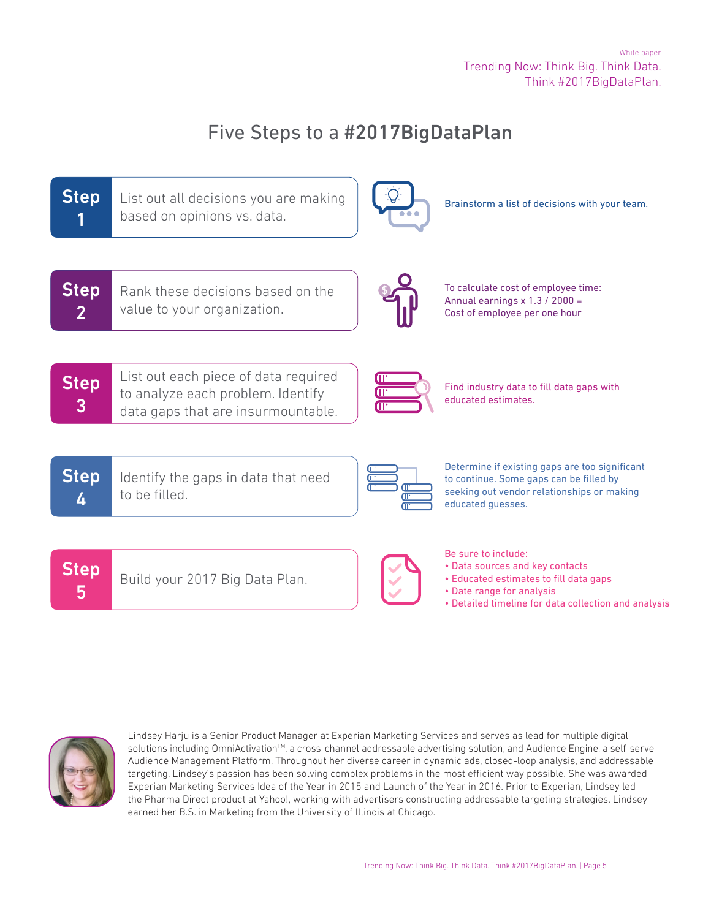# Five Steps to a #2017BigDataPlan

**Step 1** — List out all decisions you are making based on opinions vs. data.

Brainstorm a list of decisions with your team.

**Step 2** — Rank these decisions based on the value to your organization.

To calculate cost of employee time:
Annual earnings x 1.3 / 2000 =
Cost of employee per one hour

**Step 3** — List out each piece of data required to analyze each problem. Identify data gaps that are insurmountable.

Find industry data to fill data gaps with educated estimates.

**Step 4** — Identify the gaps in data that need to be filled.

Determine if existing gaps are too significant to continue. Some gaps can be filled by seeking out vendor relationships or making educated guesses.

**Step 5** — Build your 2017 Big Data Plan.

Be sure to include:

- Data sources and key contacts
- Educated estimates to fill data gaps
- Date range for analysis
- Detailed timeline for data collection and analysis

Lindsey Harju is a Senior Product Manager at Experian Marketing Services and serves as lead for multiple digital solutions including OmniActivation™, a cross-channel addressable advertising solution, and Audience Engine, a self-serve Audience Management Platform. Throughout her diverse career in dynamic ads, closed-loop analysis, and addressable targeting, Lindsey's passion has been solving complex problems in the most efficient way possible. She was awarded Experian Marketing Services Idea of the Year in 2015 and Launch of the Year in 2016. Prior to Experian, Lindsey led the Pharma Direct product at Yahoo!, working with advertisers constructing addressable targeting strategies. Lindsey earned her B.S. in Marketing from the University of Illinois at Chicago.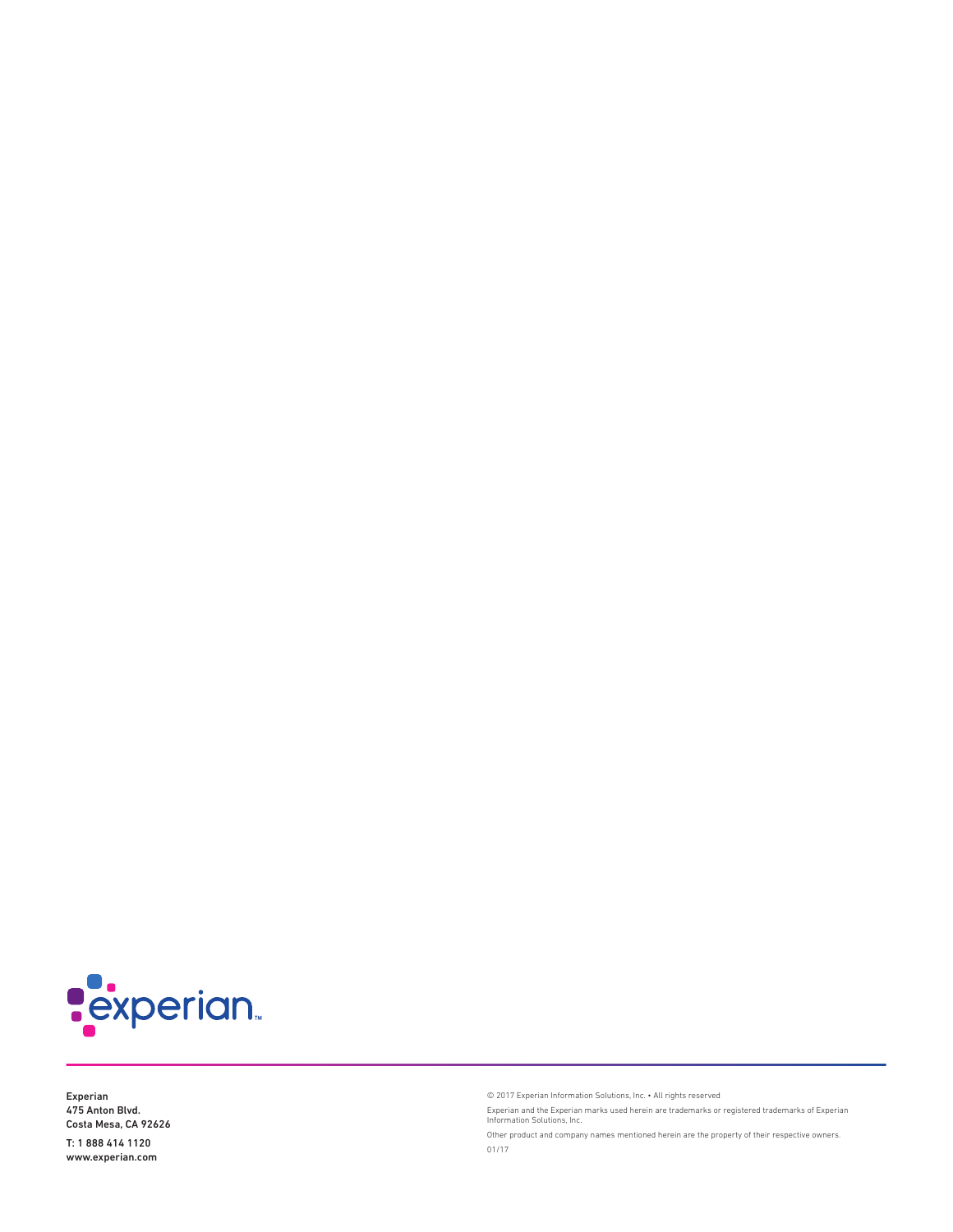Experian
475 Anton Blvd.
Costa Mesa, CA 92626

T: 1 888 414 1120
www.experian.com

© 2017 Experian Information Solutions, Inc. • All rights reserved

Experian and the Experian marks used herein are trademarks or registered trademarks of Experian Information Solutions, Inc.

Other product and company names mentioned herein are the property of their respective owners.

01/17